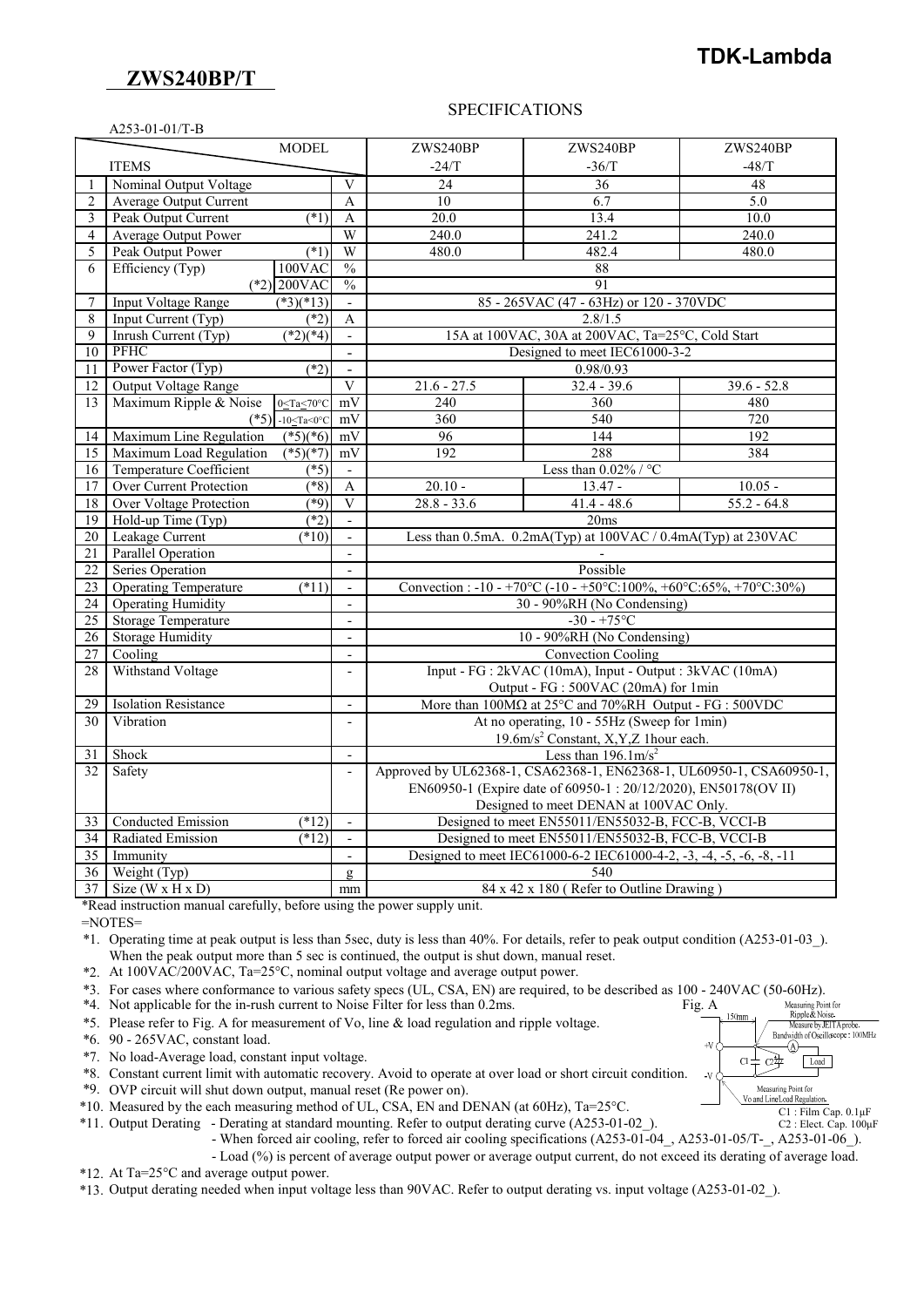# TDK-Lambda

## ZWS240BP/T

SPECIFICATIONS

A253-01-01/T-B

| | ITEMS / MODEL | | | ZWS240BP -24/T | ZWS240BP -36/T | ZWS240BP -48/T |
|---|---|---|---|---|---|---|
| 1 | Nominal Output Voltage | | V | 24 | 36 | 48 |
| 2 | Average Output Current | | A | 10 | 6.7 | 5.0 |
| 3 | Peak Output Current | (*1) | A | 20.0 | 13.4 | 10.0 |
| 4 | Average Output Power | | W | 240.0 | 241.2 | 240.0 |
| 5 | Peak Output Power | (*1) | W | 480.0 | 482.4 | 480.0 |
| 6 | Efficiency (Typ) | 100VAC | % | 88 | | |
| | | (*2) 200VAC | % | 91 | | |
| 7 | Input Voltage Range | (*3)(*13) | - | 85 - 265VAC (47 - 63Hz) or 120 - 370VDC | | |
| 8 | Input Current (Typ) | (*2) | A | 2.8/1.5 | | |
| 9 | Inrush Current (Typ) | (*2)(*4) | - | 15A at 100VAC, 30A at 200VAC, Ta=25°C, Cold Start | | |
| 10 | PFHC | | - | Designed to meet IEC61000-3-2 | | |
| 11 | Power Factor (Typ) | (*2) | - | 0.98/0.93 | | |
| 12 | Output Voltage Range | | V | 21.6 - 27.5 | 32.4 - 39.6 | 39.6 - 52.8 |
| 13 | Maximum Ripple & Noise | 0≤Ta≤70°C | mV | 240 | 360 | 480 |
| | | (*5) -10≤Ta<0°C | mV | 360 | 540 | 720 |
| 14 | Maximum Line Regulation | (*5)(*6) | mV | 96 | 144 | 192 |
| 15 | Maximum Load Regulation | (*5)(*7) | mV | 192 | 288 | 384 |
| 16 | Temperature Coefficient | (*5) | - | Less than 0.02% / °C | | |
| 17 | Over Current Protection | (*8) | A | 20.10 - | 13.47 - | 10.05 - |
| 18 | Over Voltage Protection | (*9) | V | 28.8 - 33.6 | 41.4 - 48.6 | 55.2 - 64.8 |
| 19 | Hold-up Time (Typ) | (*2) | - | 20ms | | |
| 20 | Leakage Current | (*10) | - | Less than 0.5mA. 0.2mA(Typ) at 100VAC / 0.4mA(Typ) at 230VAC | | |
| 21 | Parallel Operation | | - | - | | |
| 22 | Series Operation | | - | Possible | | |
| 23 | Operating Temperature | (*11) | - | Convection : -10 - +70°C (-10 - +50°C:100%, +60°C:65%, +70°C:30%) | | |
| 24 | Operating Humidity | | - | 30 - 90%RH (No Condensing) | | |
| 25 | Storage Temperature | | - | -30 - +75°C | | |
| 26 | Storage Humidity | | - | 10 - 90%RH (No Condensing) | | |
| 27 | Cooling | | - | Convection Cooling | | |
| 28 | Withstand Voltage | | - | Input - FG : 2kVAC (10mA), Input - Output : 3kVAC (10mA) Output - FG : 500VAC (20mA) for 1min | | |
| 29 | Isolation Resistance | | - | More than 100MΩ at 25°C and 70%RH Output - FG : 500VDC | | |
| 30 | Vibration | | - | At no operating, 10 - 55Hz (Sweep for 1min) 19.6m/s$^2$ Constant, X,Y,Z 1hour each. | | |
| 31 | Shock | | - | Less than 196.1m/s$^2$ | | |
| 32 | Safety | | - | Approved by UL62368-1, CSA62368-1, EN62368-1, UL60950-1, CSA60950-1, EN60950-1 (Expire date of 60950-1 : 20/12/2020), EN50178(OV II) Designed to meet DENAN at 100VAC Only. | | |
| 33 | Conducted Emission | (*12) | - | Designed to meet EN55011/EN55032-B, FCC-B, VCCI-B | | |
| 34 | Radiated Emission | (*12) | - | Designed to meet EN55011/EN55032-B, FCC-B, VCCI-B | | |
| 35 | Immunity | | - | Designed to meet IEC61000-6-2 IEC61000-4-2, -3, -4, -5, -6, -8, -11 | | |
| 36 | Weight (Typ) | | g | 540 | | |
| 37 | Size (W x H x D) | | mm | 84 x 42 x 180 ( Refer to Outline Drawing ) | | |

*Read instruction manual carefully, before using the power supply unit.

=NOTES=

*1. Operating time at peak output is less than 5sec, duty is less than 40%. For details, refer to peak output condition (A253-01-03_). When the peak output more than 5 sec is continued, the output is shut down, manual reset.
*2. At 100VAC/200VAC, Ta=25°C, nominal output voltage and average output power.
*3. For cases where conformance to various safety specs (UL, CSA, EN) are required, to be described as 100 - 240VAC (50-60Hz).
*4. Not applicable for the in-rush current to Noise Filter for less than 0.2ms.
*5. Please refer to Fig. A for measurement of Vo, line & load regulation and ripple voltage.
*6. 90 - 265VAC, constant load.
*7. No load-Average load, constant input voltage.
*8. Constant current limit with automatic recovery. Avoid to operate at over load or short circuit condition.
*9. OVP circuit will shut down output, manual reset (Re power on).
*10. Measured by the each measuring method of UL, CSA, EN and DENAN (at 60Hz), Ta=25°C.
*11. Output Derating - Derating at standard mounting. Refer to output derating curve (A253-01-02_).
- When forced air cooling, refer to forced air cooling specifications (A253-01-04_, A253-01-05/T-_, A253-01-06_).
- Load (%) is percent of average output power or average output current, do not exceed its derating of average load.
*12. At Ta=25°C and average output power.
*13. Output derating needed when input voltage less than 90VAC. Refer to output derating vs. input voltage (A253-01-02_).

Fig. A

Measuring Point for Ripple & Noise. Measure by JEITA probe. Bandwidth of Oscilloscope : 100MHz

150mm, +V, -V, C1, C2, A, Load

Measuring Point for Vo and Line/Load Regulation.

C1 : Film Cap. 0.1μF
C2 : Elect. Cap. 100μF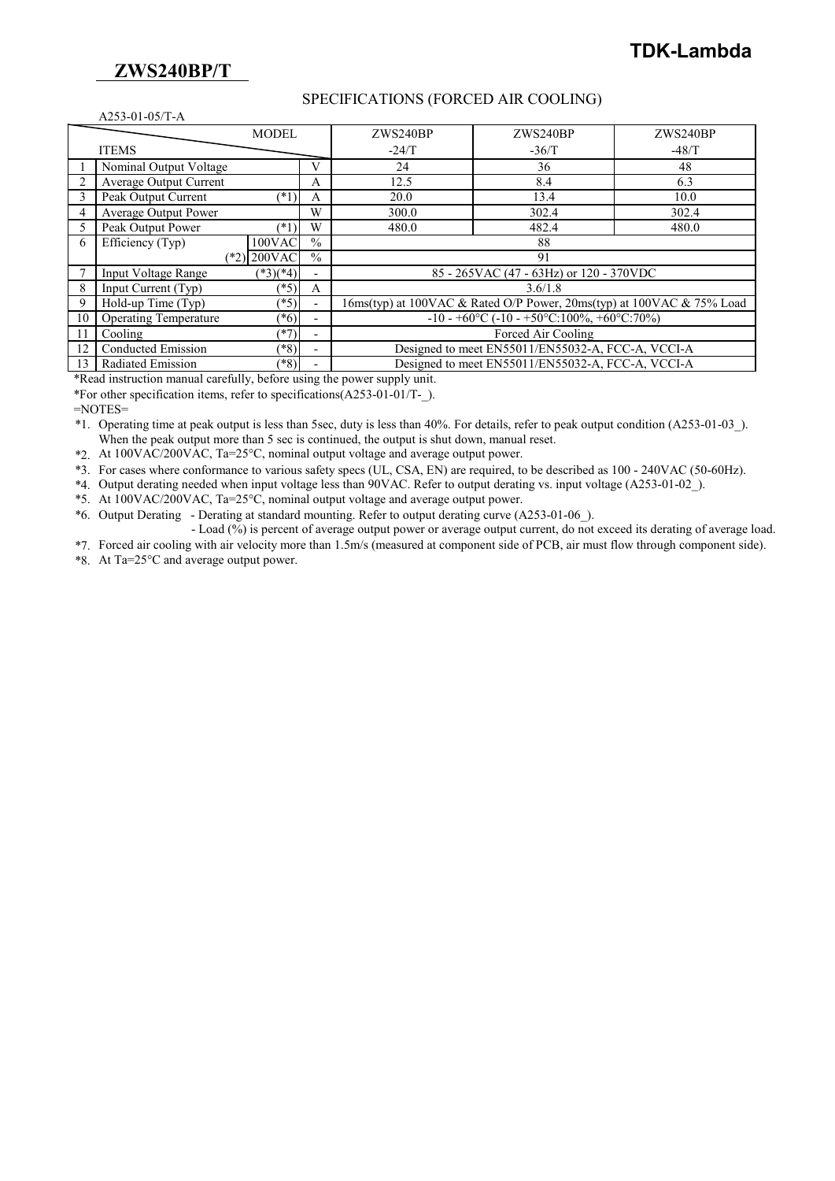**TDK-Lambda**

# ZWS240BP/T

## SPECIFICATIONS (FORCED AIR COOLING)

A253-01-05/T-A

| | ITEMS \ MODEL | | | ZWS240BP -24/T | ZWS240BP -36/T | ZWS240BP -48/T |
|---|---|---|---|---|---|---|
| 1 | Nominal Output Voltage | | V | 24 | 36 | 48 |
| 2 | Average Output Current | | A | 12.5 | 8.4 | 6.3 |
| 3 | Peak Output Current | (*1) | A | 20.0 | 13.4 | 10.0 |
| 4 | Average Output Power | | W | 300.0 | 302.4 | 302.4 |
| 5 | Peak Output Power | (*1) | W | 480.0 | 482.4 | 480.0 |
| 6 | Efficiency (Typ) | 100VAC | % | 88 | | |
| | (*2) | 200VAC | % | 91 | | |
| 7 | Input Voltage Range | (*3)(*4) | - | 85 - 265VAC (47 - 63Hz) or 120 - 370VDC | | |
| 8 | Input Current (Typ) | (*5) | A | 3.6/1.8 | | |
| 9 | Hold-up Time (Typ) | (*5) | - | 16ms(typ) at 100VAC & Rated O/P Power, 20ms(typ) at 100VAC & 75% Load | | |
| 10 | Operating Temperature | (*6) | - | -10 - +60°C (-10 - +50°C:100%, +60°C:70%) | | |
| 11 | Cooling | (*7) | - | Forced Air Cooling | | |
| 12 | Conducted Emission | (*8) | - | Designed to meet EN55011/EN55032-A, FCC-A, VCCI-A | | |
| 13 | Radiated Emission | (*8) | - | Designed to meet EN55011/EN55032-A, FCC-A, VCCI-A | | |

*Read instruction manual carefully, before using the power supply unit.

*For other specification items, refer to specifications(A253-01-01/T-_).

=NOTES=

*1. Operating time at peak output is less than 5sec, duty is less than 40%. For details, refer to peak output condition (A253-01-03_). When the peak output more than 5 sec is continued, the output is shut down, manual reset.

*2. At 100VAC/200VAC, Ta=25°C, nominal output voltage and average output power.

*3. For cases where conformance to various safety specs (UL, CSA, EN) are required, to be described as 100 - 240VAC (50-60Hz).

*4. Output derating needed when input voltage less than 90VAC. Refer to output derating vs. input voltage (A253-01-02_).

*5. At 100VAC/200VAC, Ta=25°C, nominal output voltage and average output power.

*6. Output Derating - Derating at standard mounting. Refer to output derating curve (A253-01-06_).
- Load (%) is percent of average output power or average output current, do not exceed its derating of average load.

*7. Forced air cooling with air velocity more than 1.5m/s (measured at component side of PCB, air must flow through component side).

*8. At Ta=25°C and average output power.